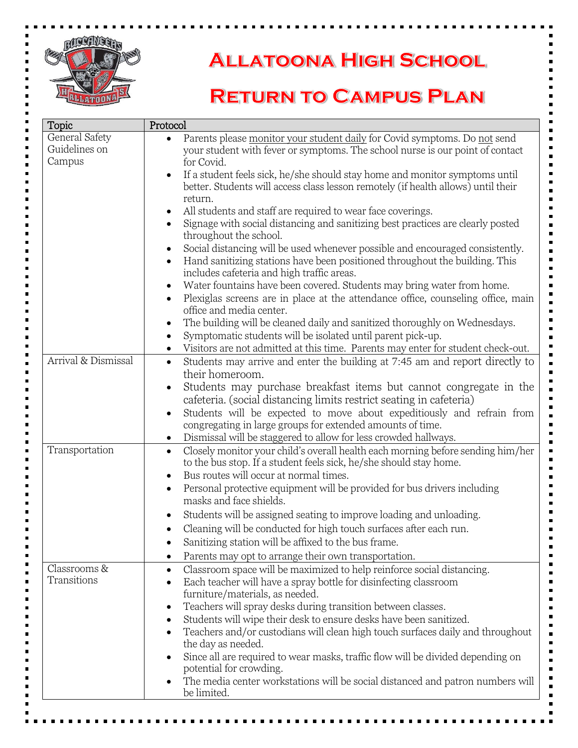# Allatoona High School

# Return to Campus Plan

| Topic | Protocol |
|---|---|
| General Safety Guidelines on Campus | • Parents please monitor your student daily for Covid symptoms. Do not send your student with fever or symptoms. The school nurse is our point of contact for Covid.<br>• If a student feels sick, he/she should stay home and monitor symptoms until better. Students will access class lesson remotely (if health allows) until their return.<br>• All students and staff are required to wear face coverings.<br>• Signage with social distancing and sanitizing best practices are clearly posted throughout the school.<br>• Social distancing will be used whenever possible and encouraged consistently.<br>• Hand sanitizing stations have been positioned throughout the building. This includes cafeteria and high traffic areas.<br>• Water fountains have been covered. Students may bring water from home.<br>• Plexiglas screens are in place at the attendance office, counseling office, main office and media center.<br>• The building will be cleaned daily and sanitized thoroughly on Wednesdays.<br>• Symptomatic students will be isolated until parent pick-up.<br>• Visitors are not admitted at this time. Parents may enter for student check-out. |
| Arrival & Dismissal | • Students may arrive and enter the building at 7:45 am and report directly to their homeroom.<br>• Students may purchase breakfast items but cannot congregate in the cafeteria. (social distancing limits restrict seating in cafeteria)<br>• Students will be expected to move about expeditiously and refrain from congregating in large groups for extended amounts of time.<br>• Dismissal will be staggered to allow for less crowded hallways. |
| Transportation | • Closely monitor your child's overall health each morning before sending him/her to the bus stop. If a student feels sick, he/she should stay home.<br>• Bus routes will occur at normal times.<br>• Personal protective equipment will be provided for bus drivers including masks and face shields.<br>• Students will be assigned seating to improve loading and unloading.<br>• Cleaning will be conducted for high touch surfaces after each run.<br>• Sanitizing station will be affixed to the bus frame.<br>• Parents may opt to arrange their own transportation. |
| Classrooms & Transitions | • Classroom space will be maximized to help reinforce social distancing.<br>• Each teacher will have a spray bottle for disinfecting classroom furniture/materials, as needed.<br>• Teachers will spray desks during transition between classes.<br>• Students will wipe their desk to ensure desks have been sanitized.<br>• Teachers and/or custodians will clean high touch surfaces daily and throughout the day as needed.<br>• Since all are required to wear masks, traffic flow will be divided depending on potential for crowding.<br>• The media center workstations will be social distanced and patron numbers will be limited. |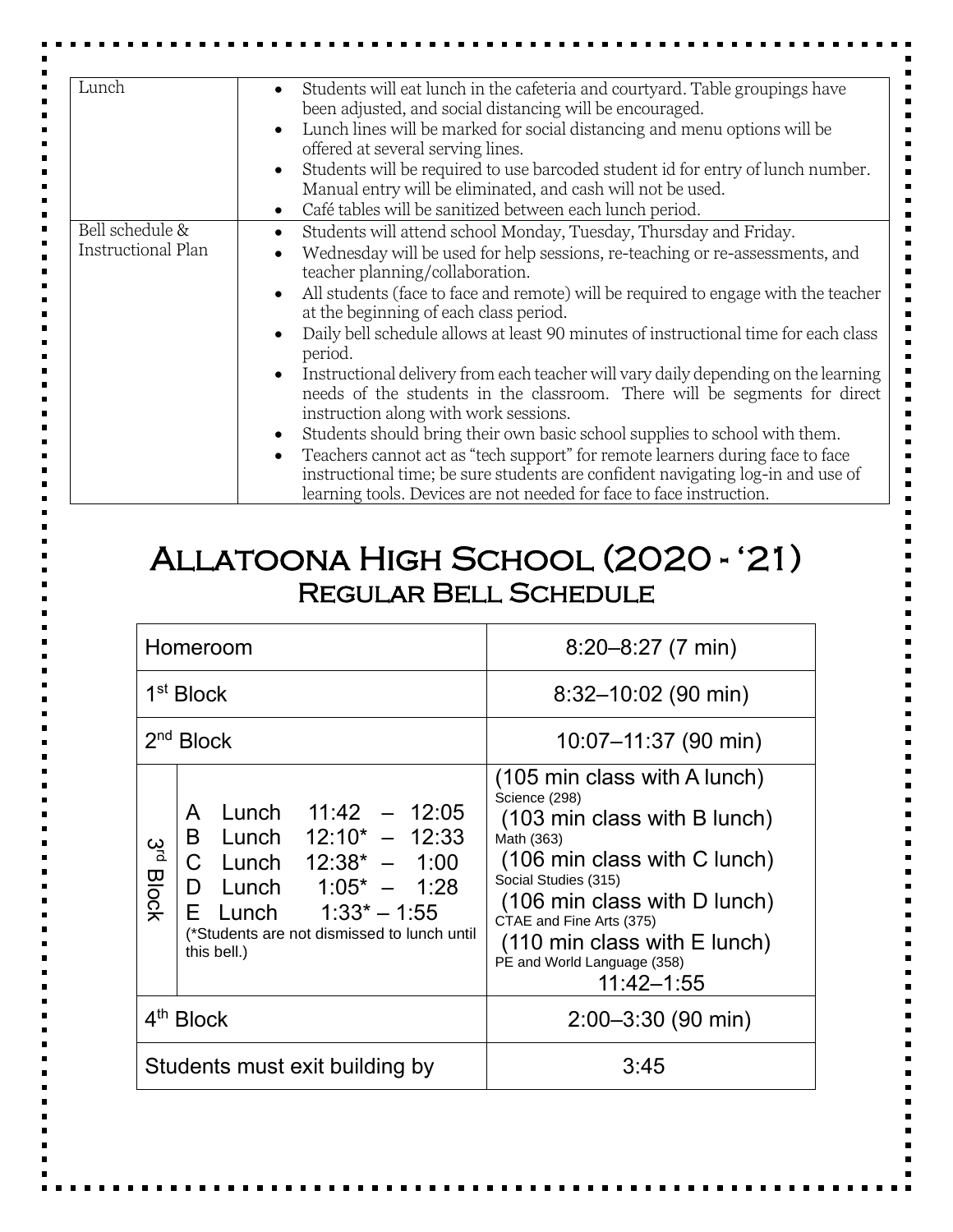| | |
|---|---|
| Lunch | • Students will eat lunch in the cafeteria and courtyard. Table groupings have been adjusted, and social distancing will be encouraged.<br>• Lunch lines will be marked for social distancing and menu options will be offered at several serving lines.<br>• Students will be required to use barcoded student id for entry of lunch number. Manual entry will be eliminated, and cash will not be used.<br>• Café tables will be sanitized between each lunch period. |
| Bell schedule & Instructional Plan | • Students will attend school Monday, Tuesday, Thursday and Friday.<br>• Wednesday will be used for help sessions, re-teaching or re-assessments, and teacher planning/collaboration.<br>• All students (face to face and remote) will be required to engage with the teacher at the beginning of each class period.<br>• Daily bell schedule allows at least 90 minutes of instructional time for each class period.<br>• Instructional delivery from each teacher will vary daily depending on the learning needs of the students in the classroom. There will be segments for direct instruction along with work sessions.<br>• Students should bring their own basic school supplies to school with them.<br>• Teachers cannot act as "tech support" for remote learners during face to face instructional time; be sure students are confident navigating log-in and use of learning tools. Devices are not needed for face to face instruction. |

# Allatoona High School (2020 - '21)
## Regular Bell Schedule

| | | |
|---|---|---|
| Homeroom | | 8:20–8:27 (7 min) |
| 1st Block | | 8:32–10:02 (90 min) |
| 2nd Block | | 10:07–11:37 (90 min) |
| 3rd Block | A Lunch 11:42 – 12:05<br>B Lunch 12:10* – 12:33<br>C Lunch 12:38* – 1:00<br>D Lunch 1:05* – 1:28<br>E Lunch 1:33* – 1:55<br>(*Students are not dismissed to lunch until this bell.) | (105 min class with A lunch)<br>Science (298)<br>(103 min class with B lunch)<br>Math (363)<br>(106 min class with C lunch)<br>Social Studies (315)<br>(106 min class with D lunch)<br>CTAE and Fine Arts (375)<br>(110 min class with E lunch)<br>PE and World Language (358)<br>11:42–1:55 |
| 4th Block | | 2:00–3:30 (90 min) |
| Students must exit building by | | 3:45 |